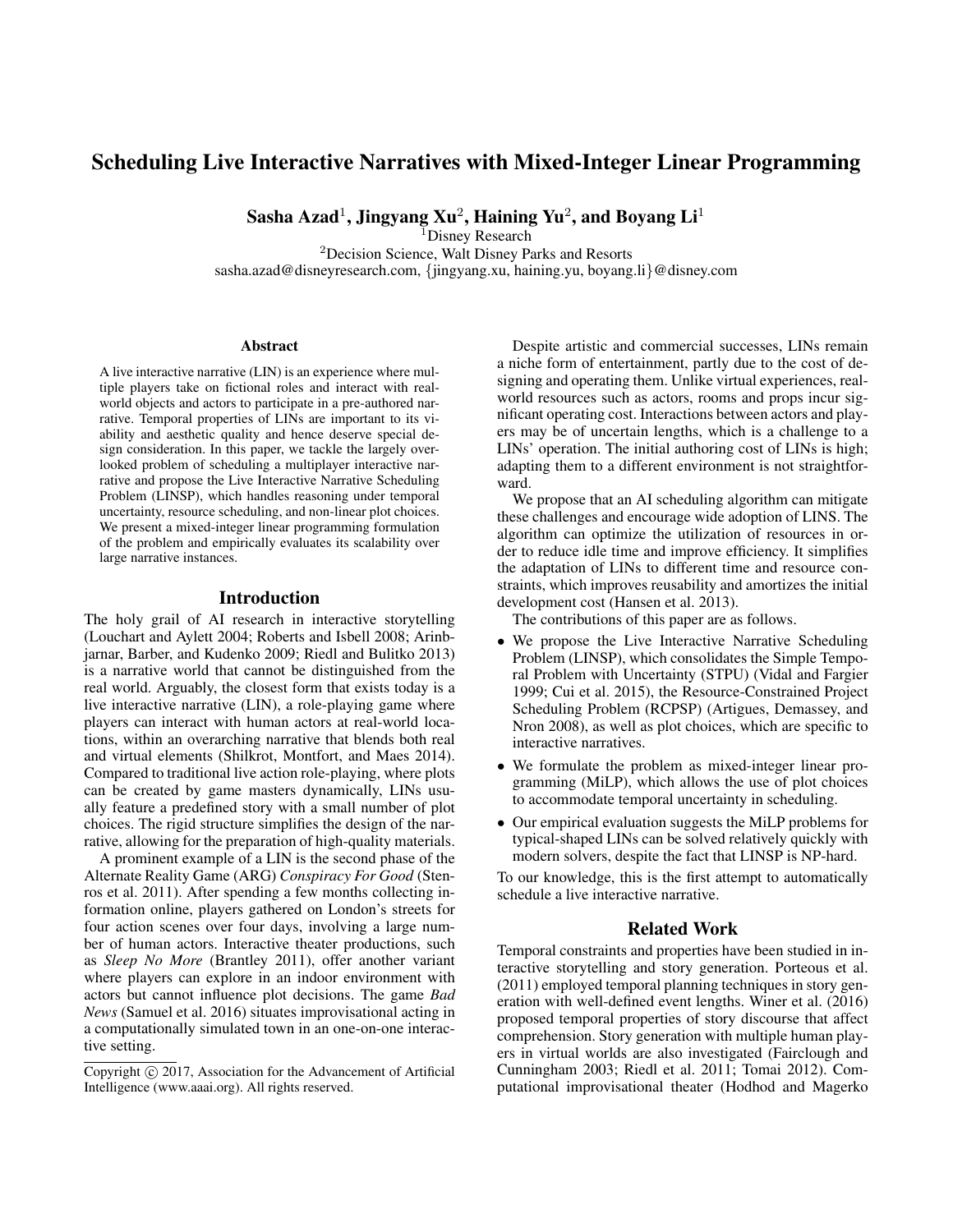# Scheduling Live Interactive Narratives with Mixed-Integer Linear Programming

**Sasha Azad[1], Jingyang Xu[2], Haining Yu[2], and Boyang Li[1]**

[1]Disney Research
[2]Decision Science, Walt Disney Parks and Resorts
sasha.azad@disneyresearch.com, {jingyang.xu, haining.yu, boyang.li}@disney.com

## Abstract

A live interactive narrative (LIN) is an experience where multiple players take on fictional roles and interact with real-world objects and actors to participate in a pre-authored narrative. Temporal properties of LINs are important to its viability and aesthetic quality and hence deserve special design consideration. In this paper, we tackle the largely overlooked problem of scheduling a multiplayer interactive narrative and propose the Live Interactive Narrative Scheduling Problem (LINSP), which handles reasoning under temporal uncertainty, resource scheduling, and non-linear plot choices. We present a mixed-integer linear programming formulation of the problem and empirically evaluates its scalability over large narrative instances.

## Introduction

The holy grail of AI research in interactive storytelling (Louchart and Aylett 2004; Roberts and Isbell 2008; Arinbjarnar, Barber, and Kudenko 2009; Riedl and Bulitko 2013) is a narrative world that cannot be distinguished from the real world. Arguably, the closest form that exists today is a live interactive narrative (LIN), a role-playing game where players can interact with human actors at real-world locations, within an overarching narrative that blends both real and virtual elements (Shilkrot, Montfort, and Maes 2014). Compared to traditional live action role-playing, where plots can be created by game masters dynamically, LINs usually feature a predefined story with a small number of plot choices. The rigid structure simplifies the design of the narrative, allowing for the preparation of high-quality materials.

A prominent example of a LIN is the second phase of the Alternate Reality Game (ARG) *Conspiracy For Good* (Stenros et al. 2011). After spending a few months collecting information online, players gathered on London's streets for four action scenes over four days, involving a large number of human actors. Interactive theater productions, such as *Sleep No More* (Brantley 2011), offer another variant where players can explore in an indoor environment with actors but cannot influence plot decisions. The game *Bad News* (Samuel et al. 2016) situates improvisational acting in a computationally simulated town in an one-on-one interactive setting.

Copyright © 2017, Association for the Advancement of Artificial Intelligence (www.aaai.org). All rights reserved.

Despite artistic and commercial successes, LINs remain a niche form of entertainment, partly due to the cost of designing and operating them. Unlike virtual experiences, real-world resources such as actors, rooms and props incur significant operating cost. Interactions between actors and players may be of uncertain lengths, which is a challenge to a LINs' operation. The initial authoring cost of LINs is high; adapting them to a different environment is not straightforward.

We propose that an AI scheduling algorithm can mitigate these challenges and encourage wide adoption of LINS. The algorithm can optimize the utilization of resources in order to reduce idle time and improve efficiency. It simplifies the adaptation of LINs to different time and resource constraints, which improves reusability and amortizes the initial development cost (Hansen et al. 2013).

The contributions of this paper are as follows.

- We propose the Live Interactive Narrative Scheduling Problem (LINSP), which consolidates the Simple Temporal Problem with Uncertainty (STPU) (Vidal and Fargier 1999; Cui et al. 2015), the Resource-Constrained Project Scheduling Problem (RCPSP) (Artigues, Demassey, and Nron 2008), as well as plot choices, which are specific to interactive narratives.
- We formulate the problem as mixed-integer linear programming (MiLP), which allows the use of plot choices to accommodate temporal uncertainty in scheduling.
- Our empirical evaluation suggests the MiLP problems for typical-shaped LINs can be solved relatively quickly with modern solvers, despite the fact that LINSP is NP-hard.

To our knowledge, this is the first attempt to automatically schedule a live interactive narrative.

## Related Work

Temporal constraints and properties have been studied in interactive storytelling and story generation. Porteous et al. (2011) employed temporal planning techniques in story generation with well-defined event lengths. Winer et al. (2016) proposed temporal properties of story discourse that affect comprehension. Story generation with multiple human players in virtual worlds are also investigated (Fairclough and Cunningham 2003; Riedl et al. 2011; Tomai 2012). Computational improvisational theater (Hodhod and Magerko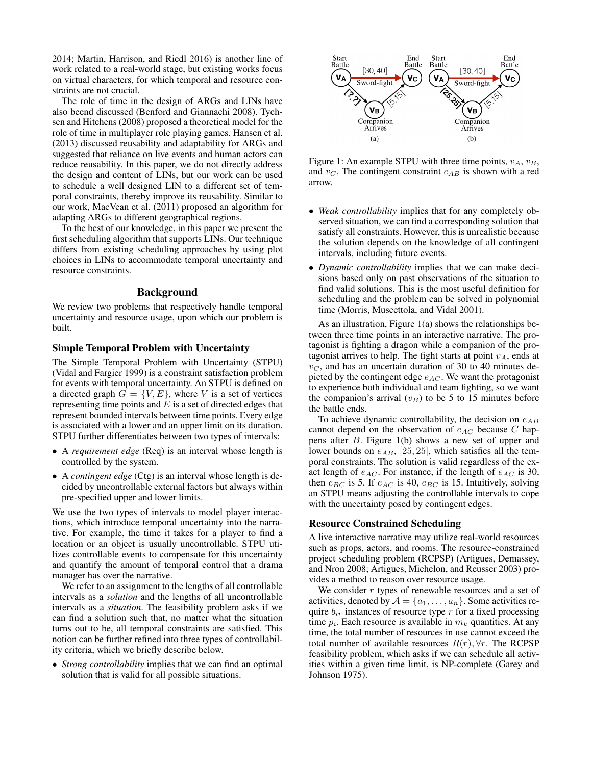2014; Martin, Harrison, and Riedl 2016) is another line of work related to a real-world stage, but existing works focus on virtual characters, for which temporal and resource constraints are not crucial.

The role of time in the design of ARGs and LINs have also beend discussed (Benford and Giannachi 2008). Tychsen and Hitchens (2008) proposed a theoretical model for the role of time in multiplayer role playing games. Hansen et al. (2013) discussed reusability and adaptability for ARGs and suggested that reliance on live events and human actors can reduce reusability. In this paper, we do not directly address the design and content of LINs, but our work can be used to schedule a well designed LIN to a different set of temporal constraints, thereby improve its reusability. Similar to our work, MacVean et al. (2011) proposed an algorithm for adapting ARGs to different geographical regions.

To the best of our knowledge, in this paper we present the first scheduling algorithm that supports LINs. Our technique differs from existing scheduling approaches by using plot choices in LINs to accommodate temporal uncertainty and resource constraints.

## Background

We review two problems that respectively handle temporal uncertainty and resource usage, upon which our problem is built.

### Simple Temporal Problem with Uncertainty

The Simple Temporal Problem with Uncertainty (STPU) (Vidal and Fargier 1999) is a constraint satisfaction problem for events with temporal uncertainty. An STPU is defined on a directed graph $G = \{V, E\}$, where $V$ is a set of vertices representing time points and $E$ is a set of directed edges that represent bounded intervals between time points. Every edge is associated with a lower and an upper limit on its duration. STPU further differentiates between two types of intervals:

- A *requirement edge* (Req) is an interval whose length is controlled by the system.
- A *contingent edge* (Ctg) is an interval whose length is decided by uncontrollable external factors but always within pre-specified upper and lower limits.

We use the two types of intervals to model player interactions, which introduce temporal uncertainty into the narrative. For example, the time it takes for a player to find a location or an object is usually uncontrollable. STPU utilizes controllable events to compensate for this uncertainty and quantify the amount of temporal control that a drama manager has over the narrative.

We refer to an assignment to the lengths of all controllable intervals as a *solution* and the lengths of all uncontrollable intervals as a *situation*. The feasibility problem asks if we can find a solution such that, no matter what the situation turns out to be, all temporal constraints are satisfied. This notion can be further refined into three types of controllability criteria, which we briefly describe below.

- *Strong controllability* implies that we can find an optimal solution that is valid for all possible situations.
- *Weak controllability* implies that for any completely observed situation, we can find a corresponding solution that satisfy all constraints. However, this is unrealistic because the solution depends on the knowledge of all contingent intervals, including future events.
- *Dynamic controllability* implies that we can make decisions based only on past observations of the situation to find valid solutions. This is the most useful definition for scheduling and the problem can be solved in polynomial time (Morris, Muscettola, and Vidal 2001).

Figure 1: An example STPU with three time points, $v_A$, $v_B$, and $v_C$. The contingent constraint $c_{AB}$ is shown with a red arrow.

As an illustration, Figure 1(a) shows the relationships between three time points in an interactive narrative. The protagonist is fighting a dragon while a companion of the protagonist arrives to help. The fight starts at point $v_A$, ends at $v_C$, and has an uncertain duration of 30 to 40 minutes depicted by the contingent edge $e_{AC}$. We want the protagonist to experience both individual and team fighting, so we want the companion's arrival ($v_B$) to be 5 to 15 minutes before the battle ends.

To achieve dynamic controllability, the decision on $e_{AB}$ cannot depend on the observation of $e_{AC}$ because $C$ happens after $B$. Figure 1(b) shows a new set of upper and lower bounds on $e_{AB}$, $[25, 25]$, which satisfies all the temporal constraints. The solution is valid regardless of the exact length of $e_{AC}$. For instance, if the length of $e_{AC}$ is 30, then $e_{BC}$ is 5. If $e_{AC}$ is 40, $e_{BC}$ is 15. Intuitively, solving an STPU means adjusting the controllable intervals to cope with the uncertainty posed by contingent edges.

### Resource Constrained Scheduling

A live interactive narrative may utilize real-world resources such as props, actors, and rooms. The resource-constrained project scheduling problem (RCPSP) (Artigues, Demassey, and Nron 2008; Artigues, Michelon, and Reusser 2003) provides a method to reason over resource usage.

We consider $r$ types of renewable resources and a set of activities, denoted by $\mathcal{A} = \{a_1, \ldots, a_n\}$. Some activities require $b_{ir}$ instances of resource type $r$ for a fixed processing time $p_i$. Each resource is available in $m_k$ quantities. At any time, the total number of resources in use cannot exceed the total number of available resources $R(r), \forall r$. The RCPSP feasibility problem, which asks if we can schedule all activities within a given time limit, is NP-complete (Garey and Johnson 1975).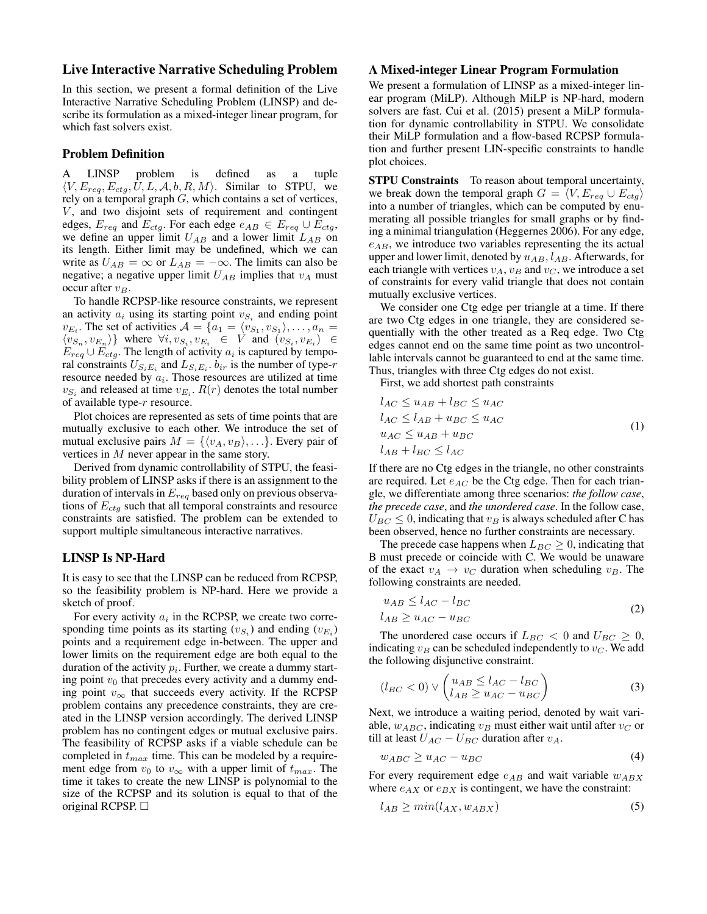## Live Interactive Narrative Scheduling Problem

In this section, we present a formal definition of the Live Interactive Narrative Scheduling Problem (LINSP) and describe its formulation as a mixed-integer linear program, for which fast solvers exist.

### Problem Definition

A LINSP problem is defined as a tuple $\langle V, E_{req}, E_{ctg}, U, L, \mathcal{A}, b, R, M \rangle$. Similar to STPU, we rely on a temporal graph $G$, which contains a set of vertices, $V$, and two disjoint sets of requirement and contingent edges, $E_{req}$ and $E_{ctg}$. For each edge $e_{AB} \in E_{req} \cup E_{ctg}$, we define an upper limit $U_{AB}$ and a lower limit $L_{AB}$ on its length. Either limit may be undefined, which we can write as $U_{AB} = \infty$ or $L_{AB} = -\infty$. The limits can also be negative; a negative upper limit $U_{AB}$ implies that $v_A$ must occur after $v_B$.

To handle RCPSP-like resource constraints, we represent an activity $a_i$ using its starting point $v_{S_i}$ and ending point $v_{E_i}$. The set of activities $\mathcal{A} = \{a_1 = \langle v_{S_1}, v_{S_1} \rangle, \ldots, a_n = \langle v_{S_n}, v_{E_n} \rangle\}$ where $\forall i, v_{S_i}, v_{E_i} \in V$ and $(v_{S_i}, v_{E_i}) \in E_{req} \cup E_{ctg}$. The length of activity $a_i$ is captured by temporal constraints $U_{S_iE_i}$ and $L_{S_iE_i}$. $b_{ir}$ is the number of type-$r$ resource needed by $a_i$. Those resources are utilized at time $v_{S_i}$ and released at time $v_{E_i}$. $R(r)$ denotes the total number of available type-$r$ resource.

Plot choices are represented as sets of time points that are mutually exclusive to each other. We introduce the set of mutual exclusive pairs $M = \{\langle v_A, v_B \rangle, \ldots\}$. Every pair of vertices in $M$ never appear in the same story.

Derived from dynamic controllability of STPU, the feasibility problem of LINSP asks if there is an assignment to the duration of intervals in $E_{req}$ based only on previous observations of $E_{ctg}$ such that all temporal constraints and resource constraints are satisfied. The problem can be extended to support multiple simultaneous interactive narratives.

### LINSP Is NP-Hard

It is easy to see that the LINSP can be reduced from RCPSP, so the feasibility problem is NP-hard. Here we provide a sketch of proof.

For every activity $a_i$ in the RCPSP, we create two corresponding time points as its starting ($v_{S_i}$) and ending ($v_{E_i}$) points and a requirement edge in-between. The upper and lower limits on the requirement edge are both equal to the duration of the activity $p_i$. Further, we create a dummy starting point $v_0$ that precedes every activity and a dummy ending point $v_\infty$ that succeeds every activity. If the RCPSP problem contains any precedence constraints, they are created in the LINSP version accordingly. The derived LINSP problem has no contingent edges or mutual exclusive pairs. The feasibility of RCPSP asks if a viable schedule can be completed in $t_{max}$ time. This can be modeled by a requirement edge from $v_0$ to $v_\infty$ with a upper limit of $t_{max}$. The time it takes to create the new LINSP is polynomial to the size of the RCPSP and its solution is equal to that of the original RCPSP. □

### A Mixed-integer Linear Program Formulation

We present a formulation of LINSP as a mixed-integer linear program (MiLP). Although MiLP is NP-hard, modern solvers are fast. Cui et al. (2015) present a MiLP formulation for dynamic controllability in STPU. We consolidate their MiLP formulation and a flow-based RCPSP formulation and further present LIN-specific constraints to handle plot choices.

**STPU Constraints** To reason about temporal uncertainty, we break down the temporal graph $G = \langle V, E_{req} \cup E_{ctg} \rangle$ into a number of triangles, which can be computed by enumerating all possible triangles for small graphs or by finding a minimal triangulation (Heggernes 2006). For any edge, $e_{AB}$, we introduce two variables representing the its actual upper and lower limit, denoted by $u_{AB}, l_{AB}$. Afterwards, for each triangle with vertices $v_A$, $v_B$ and $v_C$, we introduce a set of constraints for every valid triangle that does not contain mutually exclusive vertices.

We consider one Ctg edge per triangle at a time. If there are two Ctg edges in one triangle, they are considered sequentially with the other treated as a Req edge. Two Ctg edges cannot end on the same time point as two uncontrollable intervals cannot be guaranteed to end at the same time. Thus, triangles with three Ctg edges do not exist.

First, we add shortest path constraints

$$
\begin{aligned}
l_{AC} &\leq u_{AB} + l_{BC} \leq u_{AC} \\
l_{AC} &\leq l_{AB} + u_{BC} \leq u_{AC} \\
u_{AC} &\leq u_{AB} + u_{BC} \\
l_{AB} &+ l_{BC} \leq l_{AC}
\end{aligned}
\tag{1}
$$

If there are no Ctg edges in the triangle, no other constraints are required. Let $e_{AC}$ be the Ctg edge. Then for each triangle, we differentiate among three scenarios: *the follow case*, *the precede case*, and *the unordered case*. In the follow case, $U_{BC} \leq 0$, indicating that $v_B$ is always scheduled after C has been observed, hence no further constraints are necessary.

The precede case happens when $L_{BC} \geq 0$, indicating that B must precede or coincide with C. We would be unaware of the exact $v_A \to v_C$ duration when scheduling $v_B$. The following constraints are needed.

$$
\begin{aligned}
u_{AB} &\leq l_{AC} - l_{BC} \\
l_{AB} &\geq u_{AC} - u_{BC}
\end{aligned}
\tag{2}
$$

The unordered case occurs if $L_{BC} < 0$ and $U_{BC} \geq 0$, indicating $v_B$ can be scheduled independently to $v_C$. We add the following disjunctive constraint.

$$
(l_{BC} < 0) \vee \begin{pmatrix} u_{AB} \leq l_{AC} - l_{BC} \\ l_{AB} \geq u_{AC} - u_{BC} \end{pmatrix}
\tag{3}
$$

Next, we introduce a waiting period, denoted by wait variable, $w_{ABC}$, indicating $v_B$ must either wait until after $v_C$ or till at least $U_{AC} - U_{BC}$ duration after $v_A$.

$$
w_{ABC} \geq u_{AC} - u_{BC}
\tag{4}
$$

For every requirement edge $e_{AB}$ and wait variable $w_{ABX}$ where $e_{AX}$ or $e_{BX}$ is contingent, we have the constraint:

$$
l_{AB} \geq min(l_{AX}, w_{ABX})
\tag{5}
$$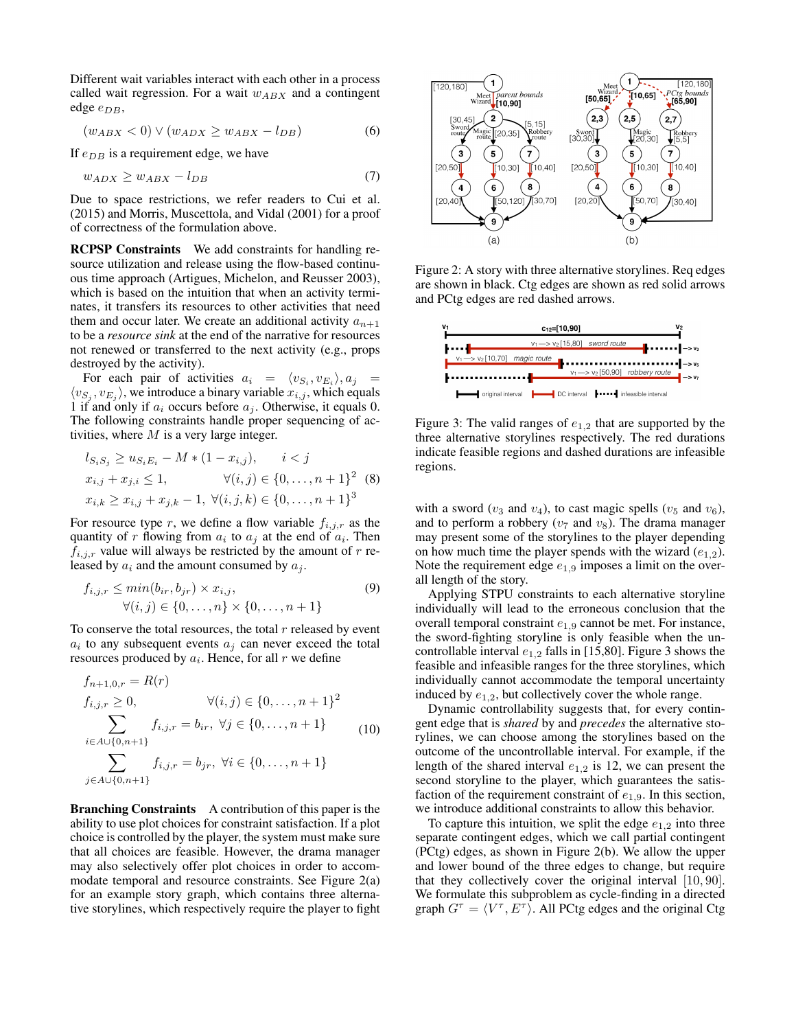Different wait variables interact with each other in a process called wait regression. For a wait $w_{ABX}$ and a contingent edge $e_{DB}$,

$$(w_{ABX} < 0) \vee (w_{ADX} \geq w_{ABX} - l_{DB}) \tag{6}$$

If $e_{DB}$ is a requirement edge, we have

$$w_{ADX} \geq w_{ABX} - l_{DB} \tag{7}$$

Due to space restrictions, we refer readers to Cui et al. (2015) and Morris, Muscettola, and Vidal (2001) for a proof of correctness of the formulation above.

**RCPSP Constraints** We add constraints for handling resource utilization and release using the flow-based continuous time approach (Artigues, Michelon, and Reusser 2003), which is based on the intuition that when an activity terminates, it transfers its resources to other activities that need them and occur later. We create an additional activity $a_{n+1}$ to be a *resource sink* at the end of the narrative for resources not renewed or transferred to the next activity (e.g., props destroyed by the activity).

For each pair of activities $a_i = \langle v_{S_i}, v_{E_i} \rangle, a_j = \langle v_{S_j}, v_{E_j} \rangle$, we introduce a binary variable $x_{i,j}$, which equals 1 if and only if $a_i$ occurs before $a_j$. Otherwise, it equals 0. The following constraints handle proper sequencing of activities, where $M$ is a very large integer.

$$\begin{aligned} & l_{S_i S_j} \geq u_{S_i E_i} - M * (1 - x_{i,j}), \qquad i < j \\ & x_{i,j} + x_{j,i} \leq 1, \qquad \forall (i,j) \in \{0, \ldots, n+1\}^2 \\ & x_{i,k} \geq x_{i,j} + x_{j,k} - 1, \ \forall (i,j,k) \in \{0, \ldots, n+1\}^3 \end{aligned} \tag{8}$$

For resource type $r$, we define a flow variable $f_{i,j,r}$ as the quantity of $r$ flowing from $a_i$ to $a_j$ at the end of $a_i$. Then $f_{i,j,r}$ value will always be restricted by the amount of $r$ released by $a_i$ and the amount consumed by $a_j$.

$$\begin{aligned} & f_{i,j,r} \leq min(b_{ir}, b_{jr}) \times x_{i,j}, \\ & \qquad \forall (i,j) \in \{0, \ldots, n\} \times \{0, \ldots, n+1\} \end{aligned} \tag{9}$$

To conserve the total resources, the total $r$ released by event $a_i$ to any subsequent events $a_j$ can never exceed the total resources produced by $a_i$. Hence, for all $r$ we define

$$\begin{aligned} & f_{n+1,0,r} = R(r) \\ & f_{i,j,r} \geq 0, \qquad \forall (i,j) \in \{0, \ldots, n+1\}^2 \\ & \sum_{i \in A \cup \{0, n+1\}} f_{i,j,r} = b_{ir}, \ \forall j \in \{0, \ldots, n+1\} \\ & \sum_{j \in A \cup \{0, n+1\}} f_{i,j,r} = b_{jr}, \ \forall i \in \{0, \ldots, n+1\} \end{aligned} \tag{10}$$

**Branching Constraints** A contribution of this paper is the ability to use plot choices for constraint satisfaction. If a plot choice is controlled by the player, the system must make sure that all choices are feasible. However, the drama manager may also selectively offer plot choices in order to accommodate temporal and resource constraints. See Figure 2(a) for an example story graph, which contains three alternative storylines, which respectively require the player to fight with a sword ($v_3$ and $v_4$), to cast magic spells ($v_5$ and $v_6$), and to perform a robbery ($v_7$ and $v_8$). The drama manager may present some of the storylines to the player depending on how much time the player spends with the wizard ($e_{1,2}$). Note the requirement edge $e_{1,9}$ imposes a limit on the overall length of the story.

Figure 2: A story with three alternative storylines. Req edges are shown in black. Ctg edges are shown as red solid arrows and PCtg edges are red dashed arrows.

Figure 3: The valid ranges of $e_{1,2}$ that are supported by the three alternative storylines respectively. The red durations indicate feasible regions and dashed durations are infeasible regions.

Applying STPU constraints to each alternative storyline individually will lead to the erroneous conclusion that the overall temporal constraint $e_{1,9}$ cannot be met. For instance, the sword-fighting storyline is only feasible when the uncontrollable interval $e_{1,2}$ falls in [15,80]. Figure 3 shows the feasible and infeasible ranges for the three storylines, which individually cannot accommodate the temporal uncertainty induced by $e_{1,2}$, but collectively cover the whole range.

Dynamic controllability suggests that, for every contingent edge that is *shared* by and *precedes* the alternative storylines, we can choose among the storylines based on the outcome of the uncontrollable interval. For example, if the length of the shared interval $e_{1,2}$ is 12, we can present the second storyline to the player, which guarantees the satisfaction of the requirement constraint of $e_{1,9}$. In this section, we introduce additional constraints to allow this behavior.

To capture this intuition, we split the edge $e_{1,2}$ into three separate contingent edges, which we call partial contingent (PCtg) edges, as shown in Figure 2(b). We allow the upper and lower bound of the three edges to change, but require that they collectively cover the original interval $[10, 90]$. We formulate this subproblem as cycle-finding in a directed graph $G^\tau = \langle V^\tau, E^\tau \rangle$. All PCtg edges and the original Ctg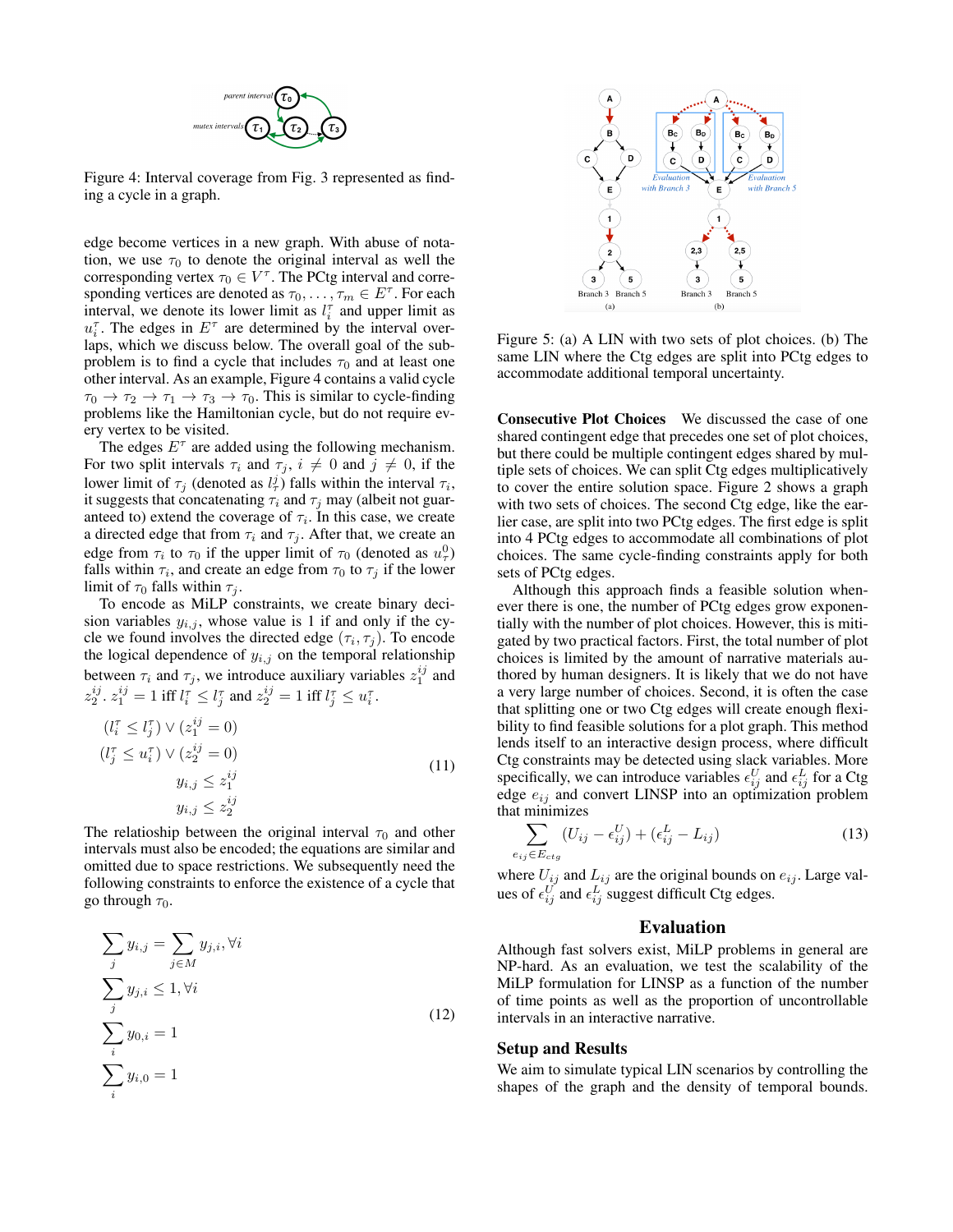Figure 4: Interval coverage from Fig. 3 represented as finding a cycle in a graph.

edge become vertices in a new graph. With abuse of notation, we use $\tau_0$ to denote the original interval as well the corresponding vertex $\tau_0 \in V^\tau$. The PCtg interval and corresponding vertices are denoted as $\tau_0, \ldots, \tau_m \in E^\tau$. For each interval, we denote its lower limit as $l_i^\tau$ and upper limit as $u_i^\tau$. The edges in $E^\tau$ are determined by the interval overlaps, which we discuss below. The overall goal of the subproblem is to find a cycle that includes $\tau_0$ and at least one other interval. As an example, Figure 4 contains a valid cycle $\tau_0 \to \tau_2 \to \tau_1 \to \tau_3 \to \tau_0$. This is similar to cycle-finding problems like the Hamiltonian cycle, but do not require every vertex to be visited.

The edges $E^\tau$ are added using the following mechanism. For two split intervals $\tau_i$ and $\tau_j$, $i \neq 0$ and $j \neq 0$, if the lower limit of $\tau_j$ (denoted as $l_\tau^j$) falls within the interval $\tau_i$, it suggests that concatenating $\tau_i$ and $\tau_j$ may (albeit not guaranteed to) extend the coverage of $\tau_i$. In this case, we create a directed edge that from $\tau_i$ and $\tau_j$. After that, we create an edge from $\tau_i$ to $\tau_0$ if the upper limit of $\tau_0$ (denoted as $u_\tau^0$) falls within $\tau_i$, and create an edge from $\tau_0$ to $\tau_j$ if the lower limit of $\tau_0$ falls within $\tau_j$.

To encode as MiLP constraints, we create binary decision variables $y_{i,j}$, whose value is 1 if and only if the cycle we found involves the directed edge $(\tau_i, \tau_j)$. To encode the logical dependence of $y_{i,j}$ on the temporal relationship between $\tau_i$ and $\tau_j$, we introduce auxiliary variables $z_1^{ij}$ and $z_2^{ij}$. $z_1^{ij} = 1$ iff $l_i^\tau \le l_j^\tau$ and $z_2^{ij} = 1$ iff $l_j^\tau \le u_i^\tau$.

$$
\begin{aligned}
(l_i^\tau \le l_j^\tau) \vee (z_1^{ij} = 0) \\
(l_j^\tau \le u_i^\tau) \vee (z_2^{ij} = 0) \\
y_{i,j} \le z_1^{ij} \\
y_{i,j} \le z_2^{ij}
\end{aligned}
\tag{11}
$$

The relatioship between the original interval $\tau_0$ and other intervals must also be encoded; the equations are similar and omitted due to space restrictions. We subsequently need the following constraints to enforce the existence of a cycle that go through $\tau_0$.

$$
\begin{aligned}
\sum_j y_{i,j} &= \sum_{j \in M} y_{j,i}, \forall i \\
\sum_j y_{j,i} &\le 1, \forall i \\
\sum_i y_{0,i} &= 1 \\
\sum_i y_{i,0} &= 1
\end{aligned}
\tag{12}
$$

Figure 5: (a) A LIN with two sets of plot choices. (b) The same LIN where the Ctg edges are split into PCtg edges to accommodate additional temporal uncertainty.

**Consecutive Plot Choices** We discussed the case of one shared contingent edge that precedes one set of plot choices, but there could be multiple contingent edges shared by multiple sets of choices. We can split Ctg edges multiplicatively to cover the entire solution space. Figure 2 shows a graph with two sets of choices. The second Ctg edge, like the earlier case, are split into two PCtg edges. The first edge is split into 4 PCtg edges to accommodate all combinations of plot choices. The same cycle-finding constraints apply for both sets of PCtg edges.

Although this approach finds a feasible solution whenever there is one, the number of PCtg edges grow exponentially with the number of plot choices. However, this is mitigated by two practical factors. First, the total number of plot choices is limited by the amount of narrative materials authored by human designers. It is likely that we do not have a very large number of choices. Second, it is often the case that splitting one or two Ctg edges will create enough flexibility to find feasible solutions for a plot graph. This method lends itself to an interactive design process, where difficult Ctg constraints may be detected using slack variables. More specifically, we can introduce variables $\epsilon_{ij}^U$ and $\epsilon_{ij}^L$ for a Ctg edge $e_{ij}$ and convert LINSP into an optimization problem that minimizes

$$
\sum_{e_{ij} \in E_{ctg}} (U_{ij} - \epsilon_{ij}^U) + (\epsilon_{ij}^L - L_{ij}) \tag{13}
$$

where $U_{ij}$ and $L_{ij}$ are the original bounds on $e_{ij}$. Large values of $\epsilon_{ij}^U$ and $\epsilon_{ij}^L$ suggest difficult Ctg edges.

# Evaluation

Although fast solvers exist, MiLP problems in general are NP-hard. As an evaluation, we test the scalability of the MiLP formulation for LINSP as a function of the number of time points as well as the proportion of uncontrollable intervals in an interactive narrative.

## Setup and Results

We aim to simulate typical LIN scenarios by controlling the shapes of the graph and the density of temporal bounds.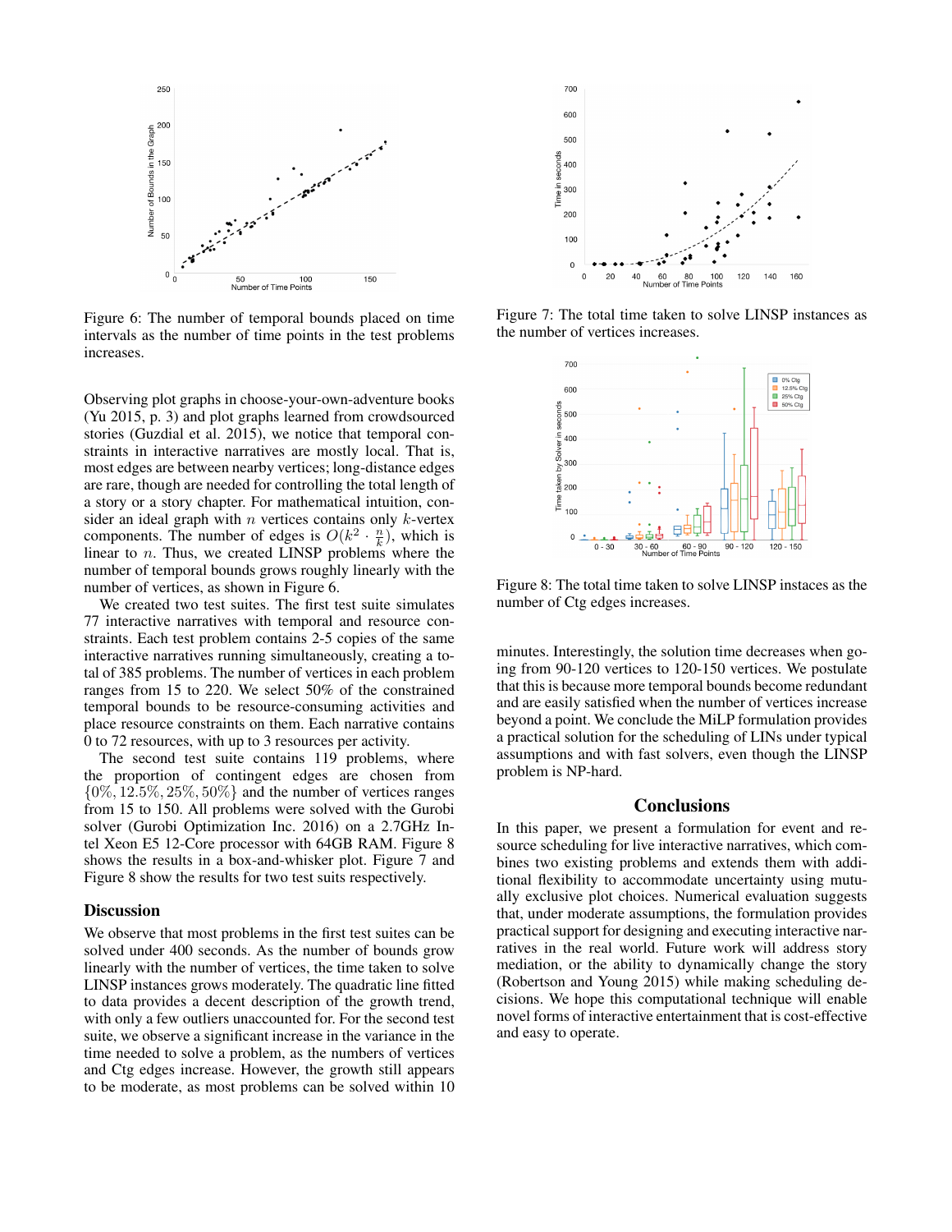Figure 6: The number of temporal bounds placed on time intervals as the number of time points in the test problems increases.

Observing plot graphs in choose-your-own-adventure books (Yu 2015, p. 3) and plot graphs learned from crowdsourced stories (Guzdial et al. 2015), we notice that temporal constraints in interactive narratives are mostly local. That is, most edges are between nearby vertices; long-distance edges are rare, though are needed for controlling the total length of a story or a story chapter. For mathematical intuition, consider an ideal graph with $n$ vertices contains only $k$-vertex components. The number of edges is $O(k^2 \cdot \frac{n}{k})$, which is linear to $n$. Thus, we created LINSP problems where the number of temporal bounds grows roughly linearly with the number of vertices, as shown in Figure 6.

We created two test suites. The first test suite simulates 77 interactive narratives with temporal and resource constraints. Each test problem contains 2-5 copies of the same interactive narratives running simultaneously, creating a total of 385 problems. The number of vertices in each problem ranges from 15 to 220. We select 50% of the constrained temporal bounds to be resource-consuming activities and place resource constraints on them. Each narrative contains 0 to 72 resources, with up to 3 resources per activity.

The second test suite contains 119 problems, where the proportion of contingent edges are chosen from $\{0\%, 12.5\%, 25\%, 50\%\}$ and the number of vertices ranges from 15 to 150. All problems were solved with the Gurobi solver (Gurobi Optimization Inc. 2016) on a 2.7GHz Intel Xeon E5 12-Core processor with 64GB RAM. Figure 8 shows the results in a box-and-whisker plot. Figure 7 and Figure 8 show the results for two test suits respectively.

## Discussion

We observe that most problems in the first test suites can be solved under 400 seconds. As the number of bounds grow linearly with the number of vertices, the time taken to solve LINSP instances grows moderately. The quadratic line fitted to data provides a decent description of the growth trend, with only a few outliers unaccounted for. For the second test suite, we observe a significant increase in the variance in the time needed to solve a problem, as the numbers of vertices and Ctg edges increase. However, the growth still appears to be moderate, as most problems can be solved within 10

Figure 7: The total time taken to solve LINSP instances as the number of vertices increases.

Figure 8: The total time taken to solve LINSP instaces as the number of Ctg edges increases.

minutes. Interestingly, the solution time decreases when going from 90-120 vertices to 120-150 vertices. We postulate that this is because more temporal bounds become redundant and are easily satisfied when the number of vertices increase beyond a point. We conclude the MiLP formulation provides a practical solution for the scheduling of LINs under typical assumptions and with fast solvers, even though the LINSP problem is NP-hard.

## Conclusions

In this paper, we present a formulation for event and resource scheduling for live interactive narratives, which combines two existing problems and extends them with additional flexibility to accommodate uncertainty using mutually exclusive plot choices. Numerical evaluation suggests that, under moderate assumptions, the formulation provides practical support for designing and executing interactive narratives in the real world. Future work will address story mediation, or the ability to dynamically change the story (Robertson and Young 2015) while making scheduling decisions. We hope this computational technique will enable novel forms of interactive entertainment that is cost-effective and easy to operate.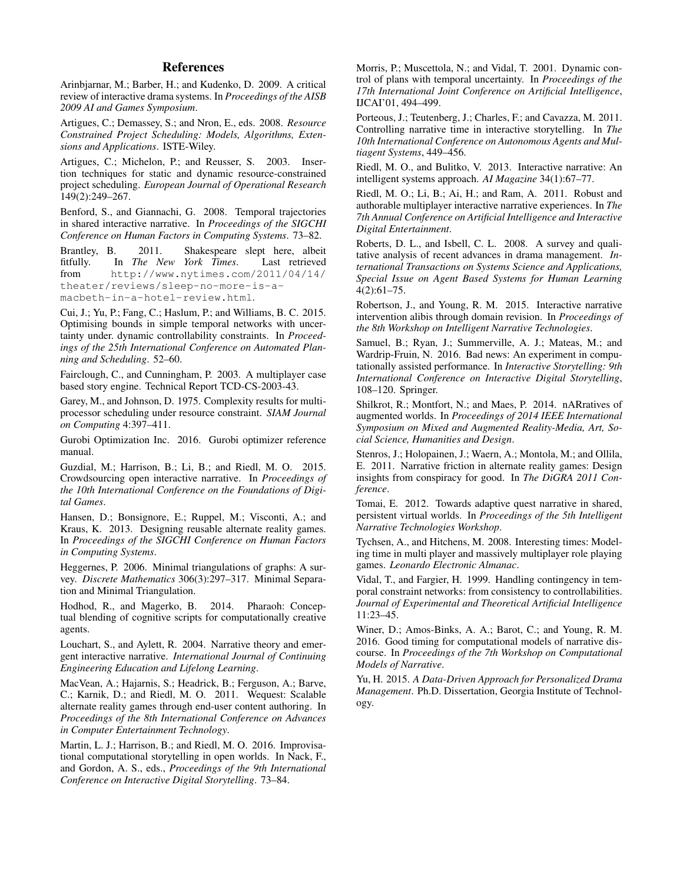## References

Arinbjarnar, M.; Barber, H.; and Kudenko, D. 2009. A critical review of interactive drama systems. In *Proceedings of the AISB 2009 AI and Games Symposium*.

Artigues, C.; Demassey, S.; and Nron, E., eds. 2008. *Resource Constrained Project Scheduling: Models, Algorithms, Extensions and Applications*. ISTE-Wiley.

Artigues, C.; Michelon, P.; and Reusser, S. 2003. Insertion techniques for static and dynamic resource-constrained project scheduling. *European Journal of Operational Research* 149(2):249–267.

Benford, S., and Giannachi, G. 2008. Temporal trajectories in shared interactive narrative. In *Proceedings of the SIGCHI Conference on Human Factors in Computing Systems*. 73–82.

Brantley, B. 2011. Shakespeare slept here, albeit fitfully. In *The New York Times*. Last retrieved from http://www.nytimes.com/2011/04/14/theater/reviews/sleep-no-more-is-a-macbeth-in-a-hotel-review.html.

Cui, J.; Yu, P.; Fang, C.; Haslum, P.; and Williams, B. C. 2015. Optimising bounds in simple temporal networks with uncertainty under. dynamic controllability constraints. In *Proceedings of the 25th International Conference on Automated Planning and Scheduling*. 52–60.

Fairclough, C., and Cunningham, P. 2003. A multiplayer case based story engine. Technical Report TCD-CS-2003-43.

Garey, M., and Johnson, D. 1975. Complexity results for multiprocessor scheduling under resource constraint. *SIAM Journal on Computing* 4:397–411.

Gurobi Optimization Inc. 2016. Gurobi optimizer reference manual.

Guzdial, M.; Harrison, B.; Li, B.; and Riedl, M. O. 2015. Crowdsourcing open interactive narrative. In *Proceedings of the 10th International Conference on the Foundations of Digital Games*.

Hansen, D.; Bonsignore, E.; Ruppel, M.; Visconti, A.; and Kraus, K. 2013. Designing reusable alternate reality games. In *Proceedings of the SIGCHI Conference on Human Factors in Computing Systems*.

Heggernes, P. 2006. Minimal triangulations of graphs: A survey. *Discrete Mathematics* 306(3):297–317. Minimal Separation and Minimal Triangulation.

Hodhod, R., and Magerko, B. 2014. Pharaoh: Conceptual blending of cognitive scripts for computationally creative agents.

Louchart, S., and Aylett, R. 2004. Narrative theory and emergent interactive narrative. *International Journal of Continuing Engineering Education and Lifelong Learning*.

MacVean, A.; Hajarnis, S.; Headrick, B.; Ferguson, A.; Barve, C.; Karnik, D.; and Riedl, M. O. 2011. Wequest: Scalable alternate reality games through end-user content authoring. In *Proceedings of the 8th International Conference on Advances in Computer Entertainment Technology*.

Martin, L. J.; Harrison, B.; and Riedl, M. O. 2016. Improvisational computational storytelling in open worlds. In Nack, F., and Gordon, A. S., eds., *Proceedings of the 9th International Conference on Interactive Digital Storytelling*. 73–84.

Morris, P.; Muscettola, N.; and Vidal, T. 2001. Dynamic control of plans with temporal uncertainty. In *Proceedings of the 17th International Joint Conference on Artificial Intelligence*, IJCAI'01, 494–499.

Porteous, J.; Teutenberg, J.; Charles, F.; and Cavazza, M. 2011. Controlling narrative time in interactive storytelling. In *The 10th International Conference on Autonomous Agents and Multiagent Systems*, 449–456.

Riedl, M. O., and Bulitko, V. 2013. Interactive narrative: An intelligent systems approach. *AI Magazine* 34(1):67–77.

Riedl, M. O.; Li, B.; Ai, H.; and Ram, A. 2011. Robust and authorable multiplayer interactive narrative experiences. In *The 7th Annual Conference on Artificial Intelligence and Interactive Digital Entertainment*.

Roberts, D. L., and Isbell, C. L. 2008. A survey and qualitative analysis of recent advances in drama management. *International Transactions on Systems Science and Applications, Special Issue on Agent Based Systems for Human Learning* 4(2):61–75.

Robertson, J., and Young, R. M. 2015. Interactive narrative intervention alibis through domain revision. In *Proceedings of the 8th Workshop on Intelligent Narrative Technologies*.

Samuel, B.; Ryan, J.; Summerville, A. J.; Mateas, M.; and Wardrip-Fruin, N. 2016. Bad news: An experiment in computationally assisted performance. In *Interactive Storytelling: 9th International Conference on Interactive Digital Storytelling*, 108–120. Springer.

Shilkrot, R.; Montfort, N.; and Maes, P. 2014. nARratives of augmented worlds. In *Proceedings of 2014 IEEE International Symposium on Mixed and Augmented Reality-Media, Art, Social Science, Humanities and Design*.

Stenros, J.; Holopainen, J.; Waern, A.; Montola, M.; and Ollila, E. 2011. Narrative friction in alternate reality games: Design insights from conspiracy for good. In *The DiGRA 2011 Conference*.

Tomai, E. 2012. Towards adaptive quest narrative in shared, persistent virtual worlds. In *Proceedings of the 5th Intelligent Narrative Technologies Workshop*.

Tychsen, A., and Hitchens, M. 2008. Interesting times: Modeling time in multi player and massively multiplayer role playing games. *Leonardo Electronic Almanac*.

Vidal, T., and Fargier, H. 1999. Handling contingency in temporal constraint networks: from consistency to controllabilities. *Journal of Experimental and Theoretical Artificial Intelligence* 11:23–45.

Winer, D.; Amos-Binks, A. A.; Barot, C.; and Young, R. M. 2016. Good timing for computational models of narrative discourse. In *Proceedings of the 7th Workshop on Computational Models of Narrative*.

Yu, H. 2015. *A Data-Driven Approach for Personalized Drama Management*. Ph.D. Dissertation, Georgia Institute of Technology.